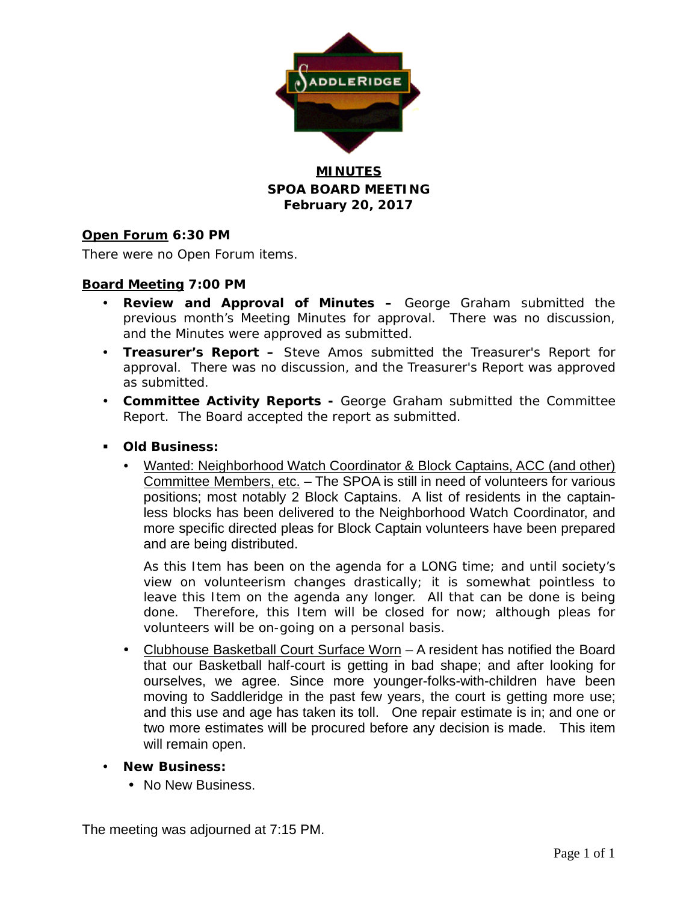# MINUTES

## SPOA BOARD MEETING

## February 20, 2017

**Open Forum 6:30 PM**

There were no Open Forum items.

**Board Meeting 7:00 PM**

- **Review and Approval of Minutes –** George Graham submitted the previous month's Meeting Minutes for approval. There was no discussion, and the Minutes were approved as submitted.
- **Treasurer's Report –** Steve Amos submitted the Treasurer's Report for approval. There was no discussion, and the Treasurer's Report was approved as submitted.
- **Committee Activity Reports -** George Graham submitted the Committee Report. The Board accepted the report as submitted.

- **Old Business:**
  - Wanted: Neighborhood Watch Coordinator & Block Captains, ACC (and other) Committee Members, etc. – The SPOA is still in need of volunteers for various positions; most notably 2 Block Captains. A list of residents in the captain-less blocks has been delivered to the Neighborhood Watch Coordinator, and more specific directed pleas for Block Captain volunteers have been prepared and are being distributed.

    As this Item has been on the agenda for a LONG time; and until society's view on volunteerism changes drastically; it is somewhat pointless to leave this Item on the agenda any longer. All that can be done is being done. Therefore, this Item will be closed for now; although pleas for volunteers will be on-going on a personal basis.

  - Clubhouse Basketball Court Surface Worn – A resident has notified the Board that our Basketball half-court is getting in bad shape; and after looking for ourselves, we agree. Since more younger-folks-with-children have been moving to Saddleridge in the past few years, the court is getting more use; and this use and age has taken its toll. One repair estimate is in; and one or two more estimates will be procured before any decision is made. This item will remain open.

- **New Business:**
  - No New Business.

The meeting was adjourned at 7:15 PM.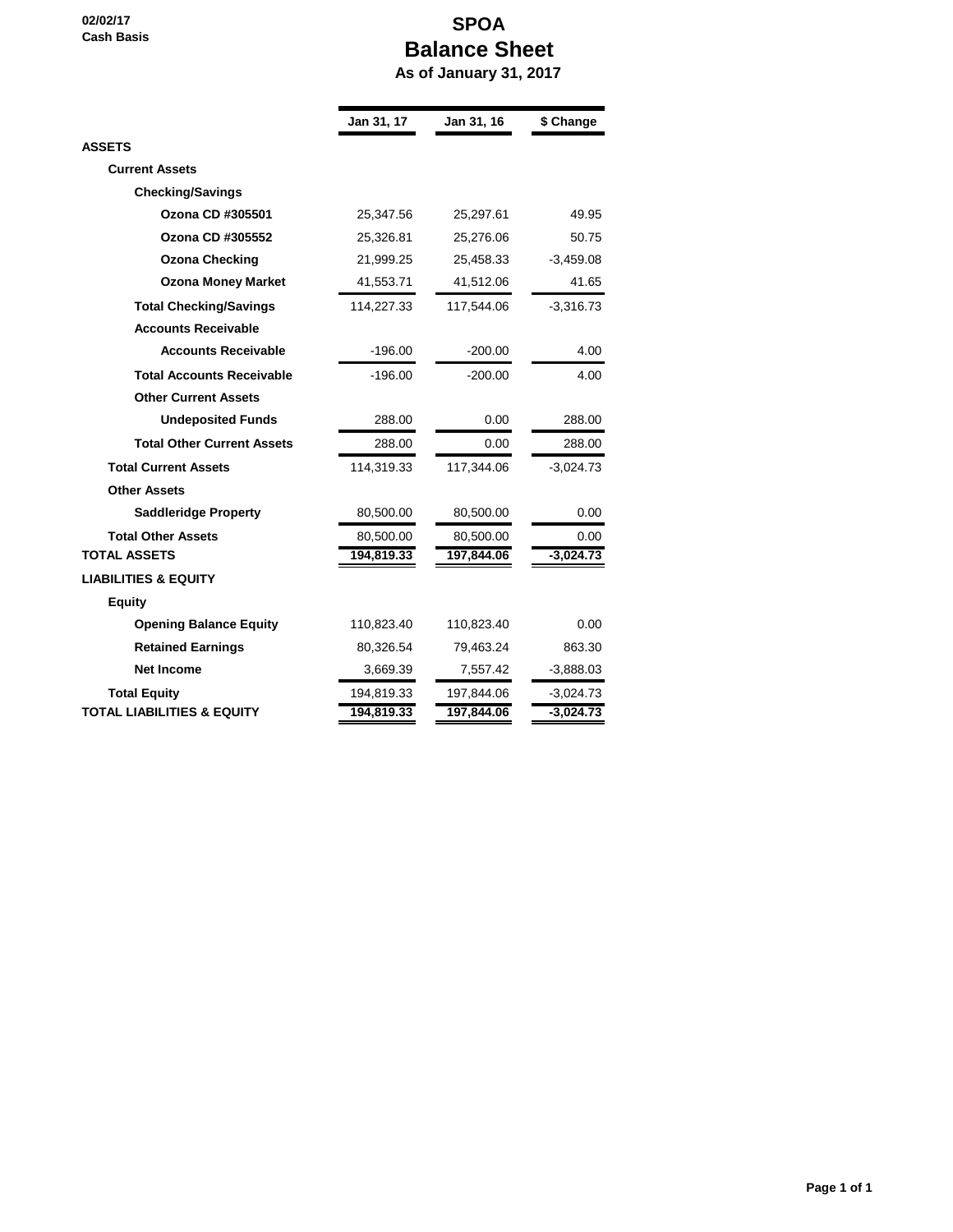02/02/17
Cash Basis

# SPOA
## Balance Sheet
### As of January 31, 2017

| | Jan 31, 17 | Jan 31, 16 | $ Change |
|---|---|---|---|
| **ASSETS** | | | |
| **Current Assets** | | | |
| **Checking/Savings** | | | |
| **Ozona CD #305501** | 25,347.56 | 25,297.61 | 49.95 |
| **Ozona CD #305552** | 25,326.81 | 25,276.06 | 50.75 |
| **Ozona Checking** | 21,999.25 | 25,458.33 | -3,459.08 |
| **Ozona Money Market** | 41,553.71 | 41,512.06 | 41.65 |
| **Total Checking/Savings** | 114,227.33 | 117,544.06 | -3,316.73 |
| **Accounts Receivable** | | | |
| **Accounts Receivable** | -196.00 | -200.00 | 4.00 |
| **Total Accounts Receivable** | -196.00 | -200.00 | 4.00 |
| **Other Current Assets** | | | |
| **Undeposited Funds** | 288.00 | 0.00 | 288.00 |
| **Total Other Current Assets** | 288.00 | 0.00 | 288.00 |
| **Total Current Assets** | 114,319.33 | 117,344.06 | -3,024.73 |
| **Other Assets** | | | |
| **Saddleridge Property** | 80,500.00 | 80,500.00 | 0.00 |
| **Total Other Assets** | 80,500.00 | 80,500.00 | 0.00 |
| **TOTAL ASSETS** | **194,819.33** | **197,844.06** | **-3,024.73** |
| **LIABILITIES & EQUITY** | | | |
| **Equity** | | | |
| **Opening Balance Equity** | 110,823.40 | 110,823.40 | 0.00 |
| **Retained Earnings** | 80,326.54 | 79,463.24 | 863.30 |
| **Net Income** | 3,669.39 | 7,557.42 | -3,888.03 |
| **Total Equity** | 194,819.33 | 197,844.06 | -3,024.73 |
| **TOTAL LIABILITIES & EQUITY** | **194,819.33** | **197,844.06** | **-3,024.73** |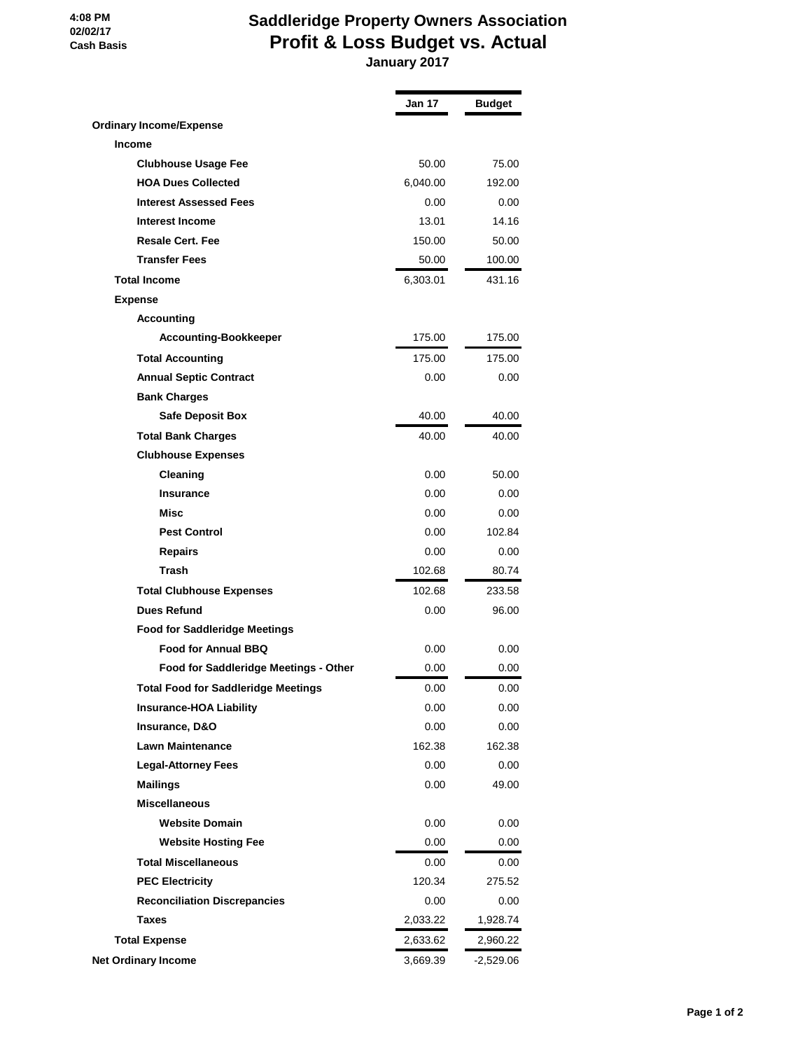4:08 PM
02/02/17
Cash Basis

# Saddleridge Property Owners Association
## Profit & Loss Budget vs. Actual
### January 2017

| | Jan 17 | Budget |
|---|---|---|
| **Ordinary Income/Expense** | | |
| **Income** | | |
| **Clubhouse Usage Fee** | 50.00 | 75.00 |
| **HOA Dues Collected** | 6,040.00 | 192.00 |
| **Interest Assessed Fees** | 0.00 | 0.00 |
| **Interest Income** | 13.01 | 14.16 |
| **Resale Cert. Fee** | 150.00 | 50.00 |
| **Transfer Fees** | 50.00 | 100.00 |
| **Total Income** | 6,303.01 | 431.16 |
| **Expense** | | |
| **Accounting** | | |
| **Accounting-Bookkeeper** | 175.00 | 175.00 |
| **Total Accounting** | 175.00 | 175.00 |
| **Annual Septic Contract** | 0.00 | 0.00 |
| **Bank Charges** | | |
| **Safe Deposit Box** | 40.00 | 40.00 |
| **Total Bank Charges** | 40.00 | 40.00 |
| **Clubhouse Expenses** | | |
| **Cleaning** | 0.00 | 50.00 |
| **Insurance** | 0.00 | 0.00 |
| **Misc** | 0.00 | 0.00 |
| **Pest Control** | 0.00 | 102.84 |
| **Repairs** | 0.00 | 0.00 |
| **Trash** | 102.68 | 80.74 |
| **Total Clubhouse Expenses** | 102.68 | 233.58 |
| **Dues Refund** | 0.00 | 96.00 |
| **Food for Saddleridge Meetings** | | |
| **Food for Annual BBQ** | 0.00 | 0.00 |
| **Food for Saddleridge Meetings - Other** | 0.00 | 0.00 |
| **Total Food for Saddleridge Meetings** | 0.00 | 0.00 |
| **Insurance-HOA Liability** | 0.00 | 0.00 |
| **Insurance, D&O** | 0.00 | 0.00 |
| **Lawn Maintenance** | 162.38 | 162.38 |
| **Legal-Attorney Fees** | 0.00 | 0.00 |
| **Mailings** | 0.00 | 49.00 |
| **Miscellaneous** | | |
| **Website Domain** | 0.00 | 0.00 |
| **Website Hosting Fee** | 0.00 | 0.00 |
| **Total Miscellaneous** | 0.00 | 0.00 |
| **PEC Electricity** | 120.34 | 275.52 |
| **Reconciliation Discrepancies** | 0.00 | 0.00 |
| **Taxes** | 2,033.22 | 1,928.74 |
| **Total Expense** | 2,633.62 | 2,960.22 |
| **Net Ordinary Income** | 3,669.39 | -2,529.06 |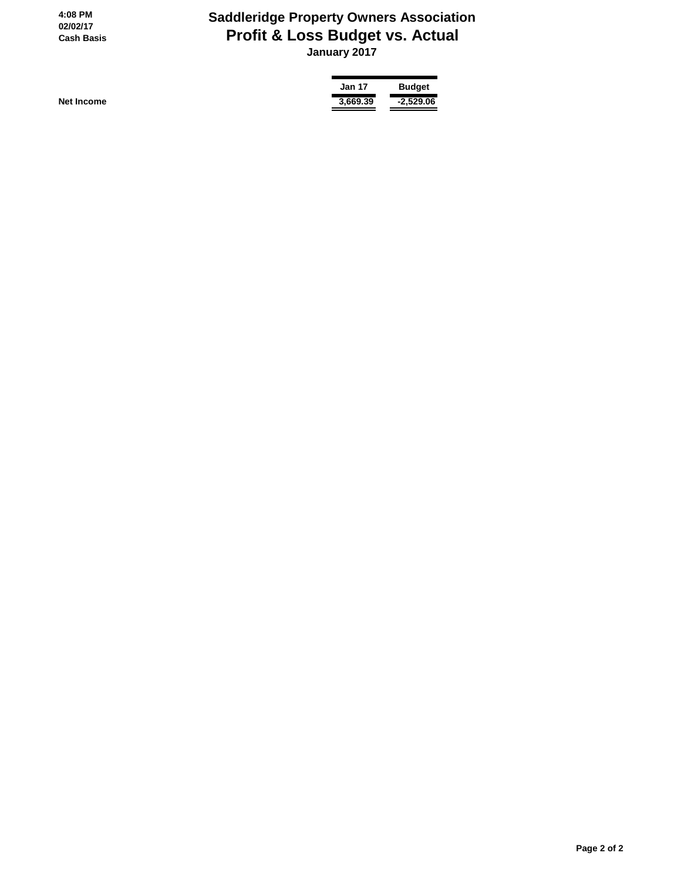4:08 PM
02/02/17
Cash Basis

# Saddleridge Property Owners Association
## Profit & Loss Budget vs. Actual
### January 2017

| | Jan 17 | Budget |
|---|---|---|
| **Net Income** | **3,669.39** | **-2,529.06** |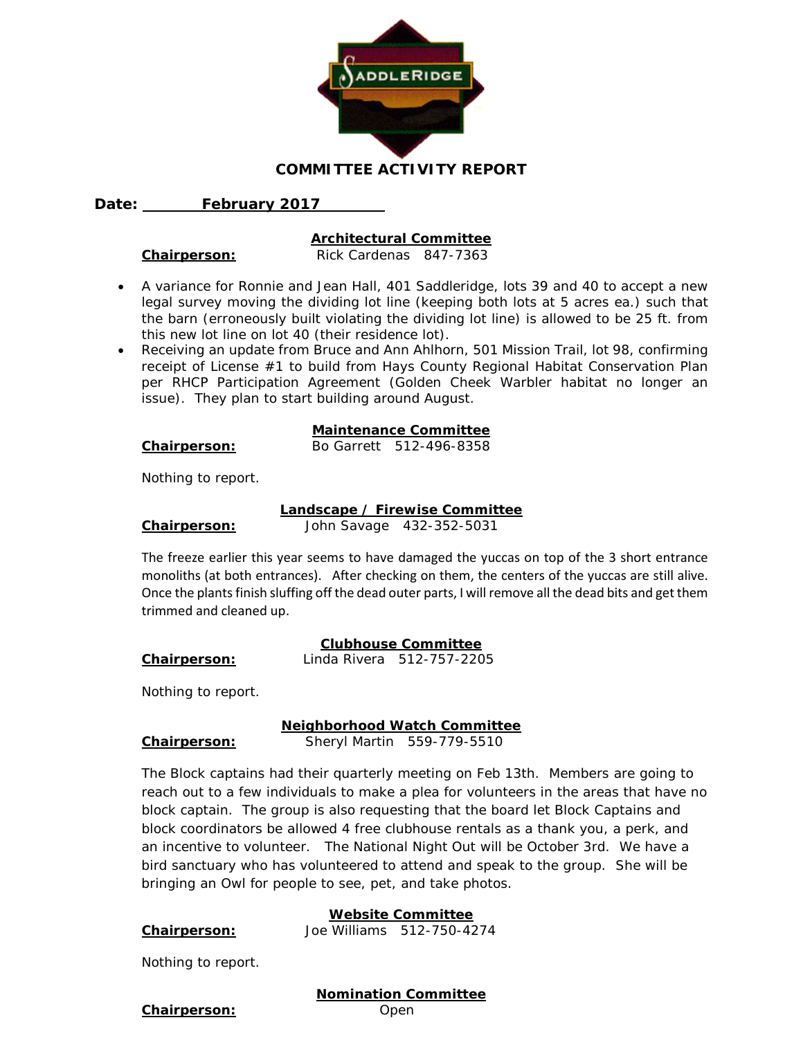# COMMITTEE ACTIVITY REPORT

**Date: February 2017**

## Architectural Committee

**Chairperson:** Rick Cardenas 847-7363

- A variance for Ronnie and Jean Hall, 401 Saddleridge, lots 39 and 40 to accept a new legal survey moving the dividing lot line (keeping both lots at 5 acres ea.) such that the barn (erroneously built violating the dividing lot line) is allowed to be 25 ft. from this new lot line on lot 40 (their residence lot).
- Receiving an update from Bruce and Ann Ahlhorn, 501 Mission Trail, lot 98, confirming receipt of License #1 to build from Hays County Regional Habitat Conservation Plan per RHCP Participation Agreement (Golden Cheek Warbler habitat no longer an issue). They plan to start building around August.

## Maintenance Committee

**Chairperson:** Bo Garrett 512-496-8358

Nothing to report.

## Landscape / Firewise Committee

**Chairperson:** John Savage 432-352-5031

The freeze earlier this year seems to have damaged the yuccas on top of the 3 short entrance monoliths (at both entrances). After checking on them, the centers of the yuccas are still alive. Once the plants finish sluffing off the dead outer parts, I will remove all the dead bits and get them trimmed and cleaned up.

## Clubhouse Committee

**Chairperson:** Linda Rivera 512-757-2205

Nothing to report.

## Neighborhood Watch Committee

**Chairperson:** Sheryl Martin 559-779-5510

The Block captains had their quarterly meeting on Feb 13th. Members are going to reach out to a few individuals to make a plea for volunteers in the areas that have no block captain. The group is also requesting that the board let Block Captains and block coordinators be allowed 4 free clubhouse rentals as a thank you, a perk, and an incentive to volunteer. The National Night Out will be October 3rd. We have a bird sanctuary who has volunteered to attend and speak to the group. She will be bringing an Owl for people to see, pet, and take photos.

## Website Committee

**Chairperson:** Joe Williams 512-750-4274

Nothing to report.

## Nomination Committee

**Chairperson:** Open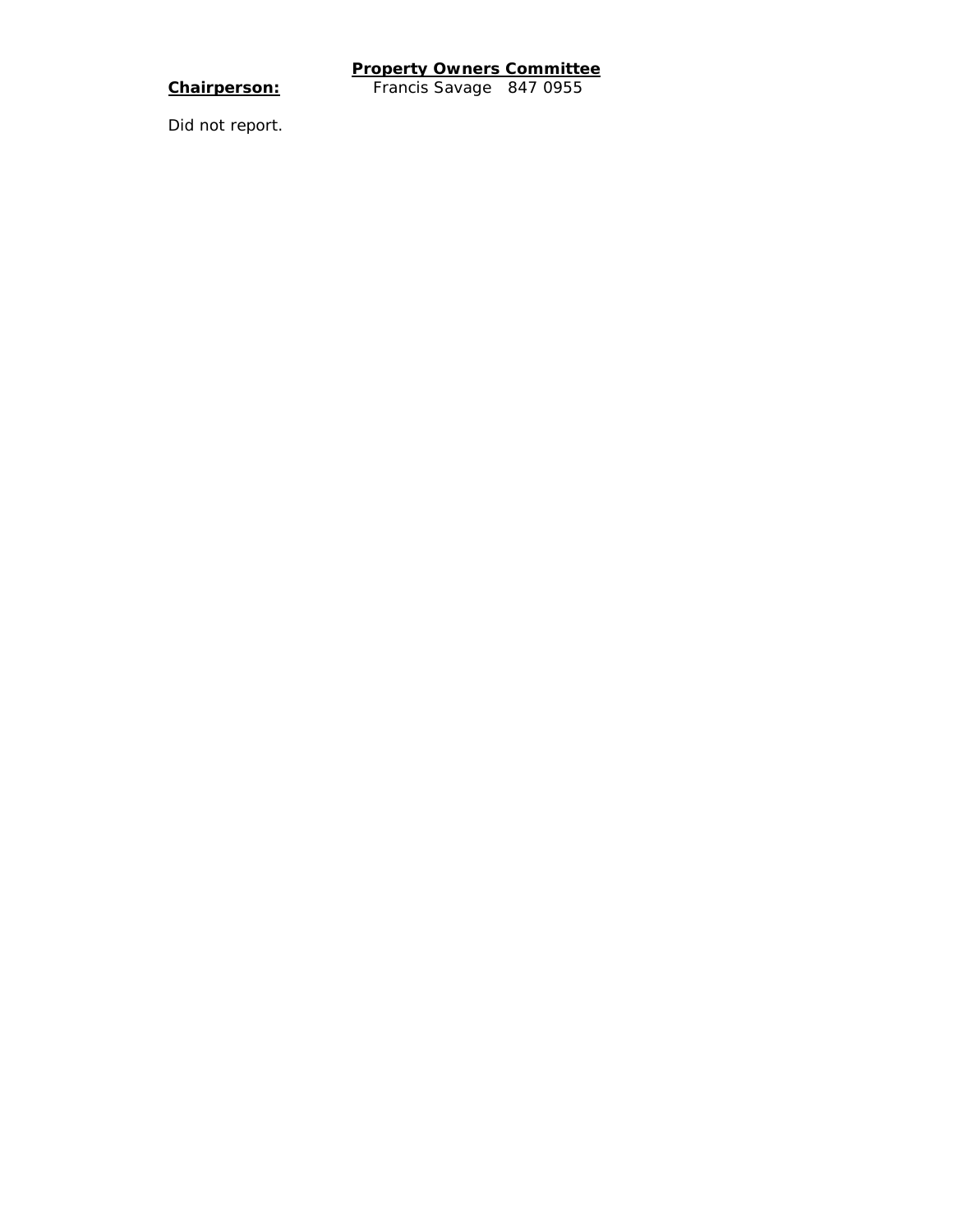## Property Owners Committee

**Chairperson:** Francis Savage 847 0955

Did not report.